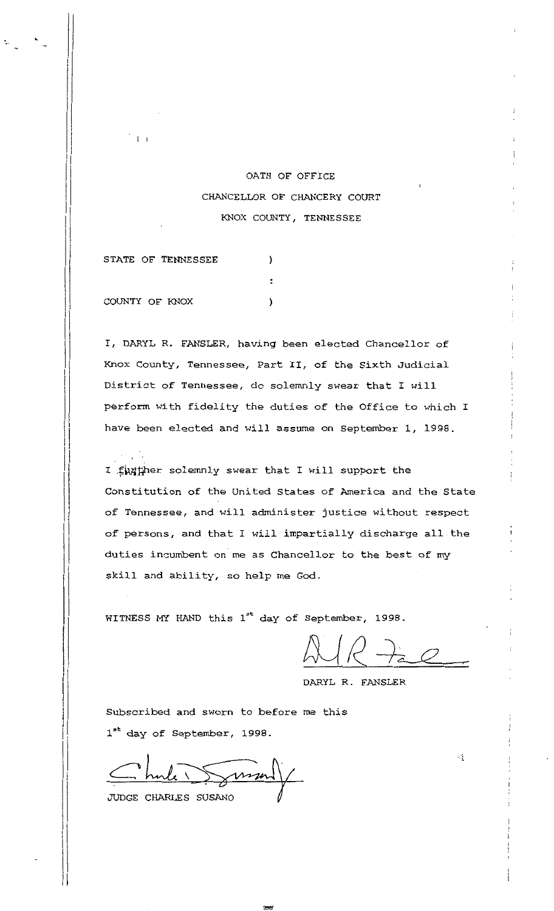# OATH OF OFFICE
## CHANCELLOR OF CHANCERY COURT
## KNOX COUNTY, TENNESSEE

STATE OF TENNESSEE )
:
COUNTY OF KNOX )

I, DARYL R. FANSLER, having been elected Chancellor of Knox County, Tennessee, Part II, of the Sixth Judicial District of Tennessee, do solemnly swear that I will perform with fidelity the duties of the Office to which I have been elected and will assume on September 1, 1998.

I further solemnly swear that I will support the Constitution of the United States of America and the State of Tennessee, and will administer justice without respect of persons, and that I will impartially discharge all the duties incumbent on me as Chancellor to the best of my skill and ability, so help me God.

WITNESS MY HAND this 1st day of September, 1998.

DARYL R. FANSLER

Subscribed and sworn to before me this 1st day of September, 1998.

JUDGE CHARLES SUSANO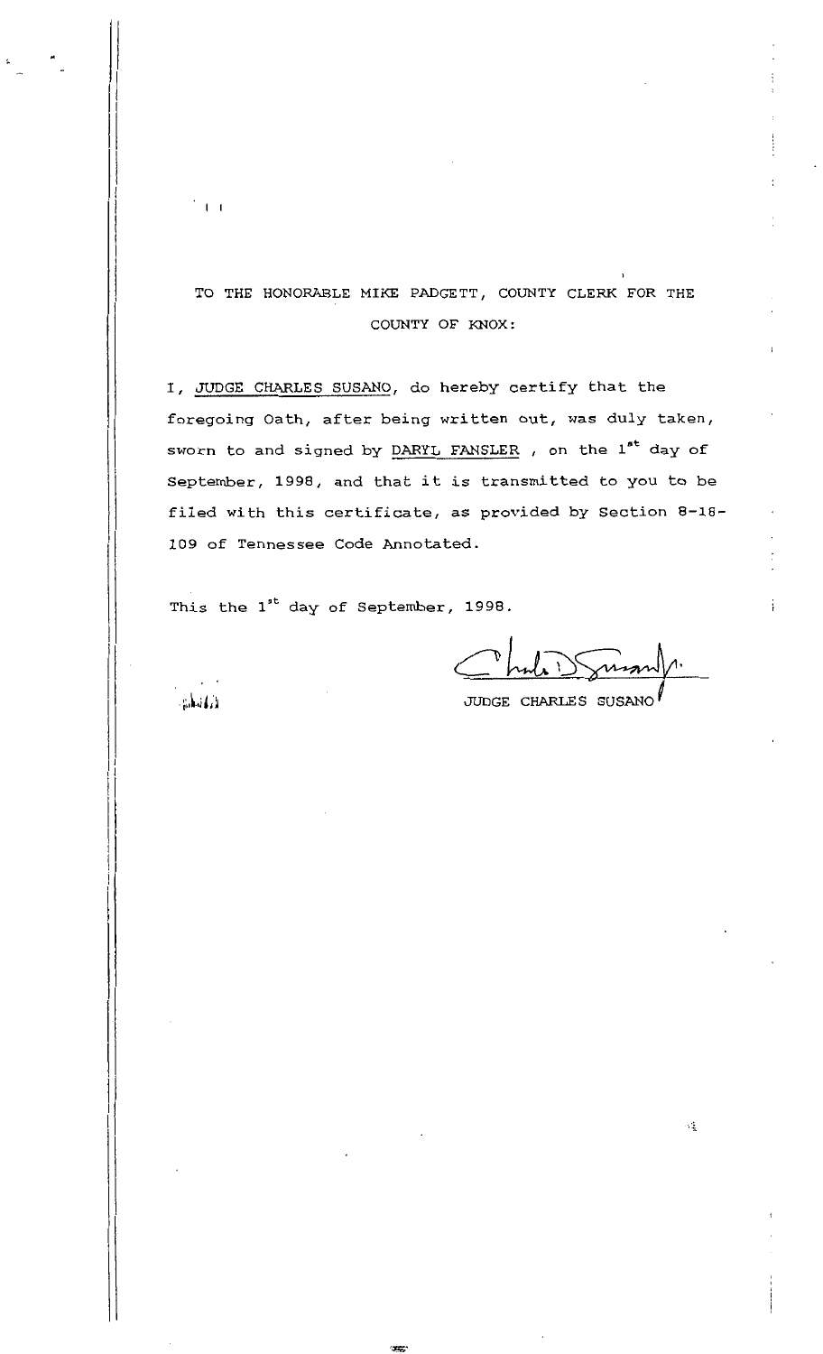TO THE HONORABLE MIKE PADGETT, COUNTY CLERK FOR THE COUNTY OF KNOX:

I, JUDGE CHARLES SUSANO, do hereby certify that the foregoing Oath, after being written out, was duly taken, sworn to and signed by DARYL FANSLER , on the 1st day of September, 1998, and that it is transmitted to you to be filed with this certificate, as provided by Section 8-18-109 of Tennessee Code Annotated.

This the 1st day of September, 1998.

JUDGE CHARLES SUSANO